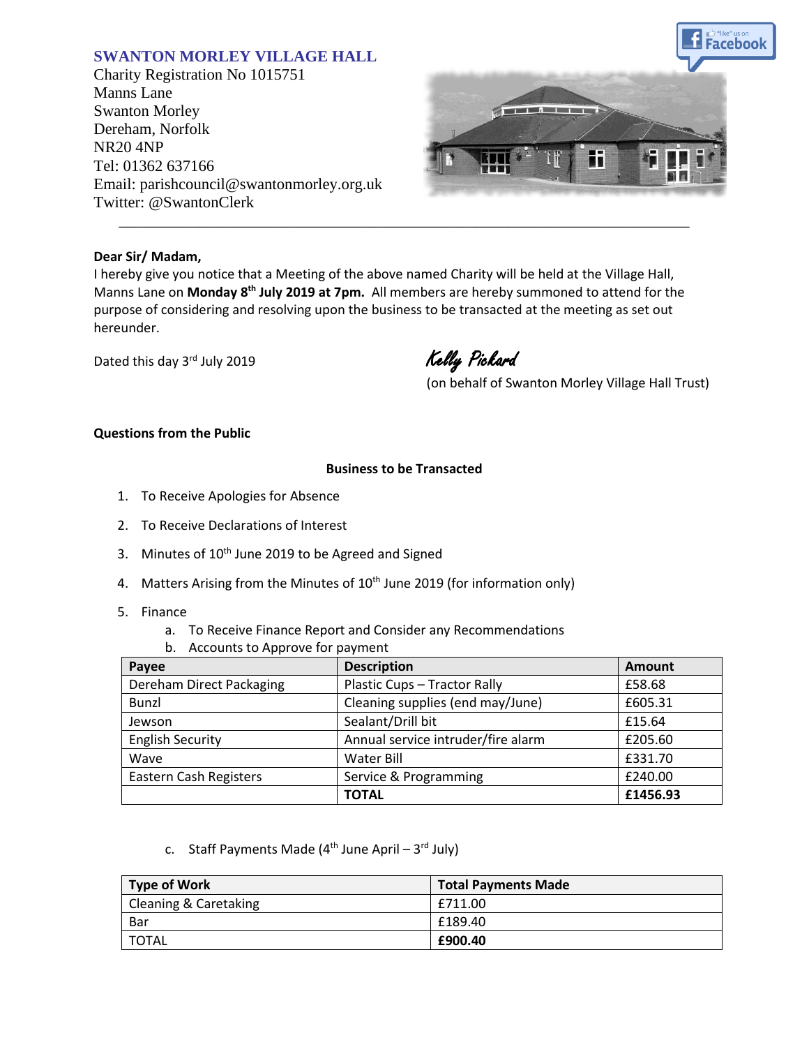**SWANTON MORLEY VILLAGE HALL**

Charity Registration No 1015751
Manns Lane
Swanton Morley
Dereham, Norfolk
NR20 4NP
Tel: 01362 637166
Email: parishcouncil@swantonmorley.org.uk
Twitter: @SwantonClerk

---

**Dear Sir/ Madam,**

I hereby give you notice that a Meeting of the above named Charity will be held at the Village Hall, Manns Lane on **Monday 8th July 2019 at 7pm.** All members are hereby summoned to attend for the purpose of considering and resolving upon the business to be transacted at the meeting as set out hereunder.

Dated this day 3rd July 2019

Kelly Pickard
(on behalf of Swanton Morley Village Hall Trust)

**Questions from the Public**

**Business to be Transacted**

1. To Receive Apologies for Absence
2. To Receive Declarations of Interest
3. Minutes of 10th June 2019 to be Agreed and Signed
4. Matters Arising from the Minutes of 10th June 2019 (for information only)
5. Finance
   a. To Receive Finance Report and Consider any Recommendations
   b. Accounts to Approve for payment

| Payee | Description | Amount |
|---|---|---|
| Dereham Direct Packaging | Plastic Cups – Tractor Rally | £58.68 |
| Bunzl | Cleaning supplies (end may/June) | £605.31 |
| Jewson | Sealant/Drill bit | £15.64 |
| English Security | Annual service intruder/fire alarm | £205.60 |
| Wave | Water Bill | £331.70 |
| Eastern Cash Registers | Service & Programming | £240.00 |
| | **TOTAL** | **£1456.93** |

   c. Staff Payments Made (4th June April – 3rd July)

| Type of Work | Total Payments Made |
|---|---|
| Cleaning & Caretaking | £711.00 |
| Bar | £189.40 |
| TOTAL | **£900.40** |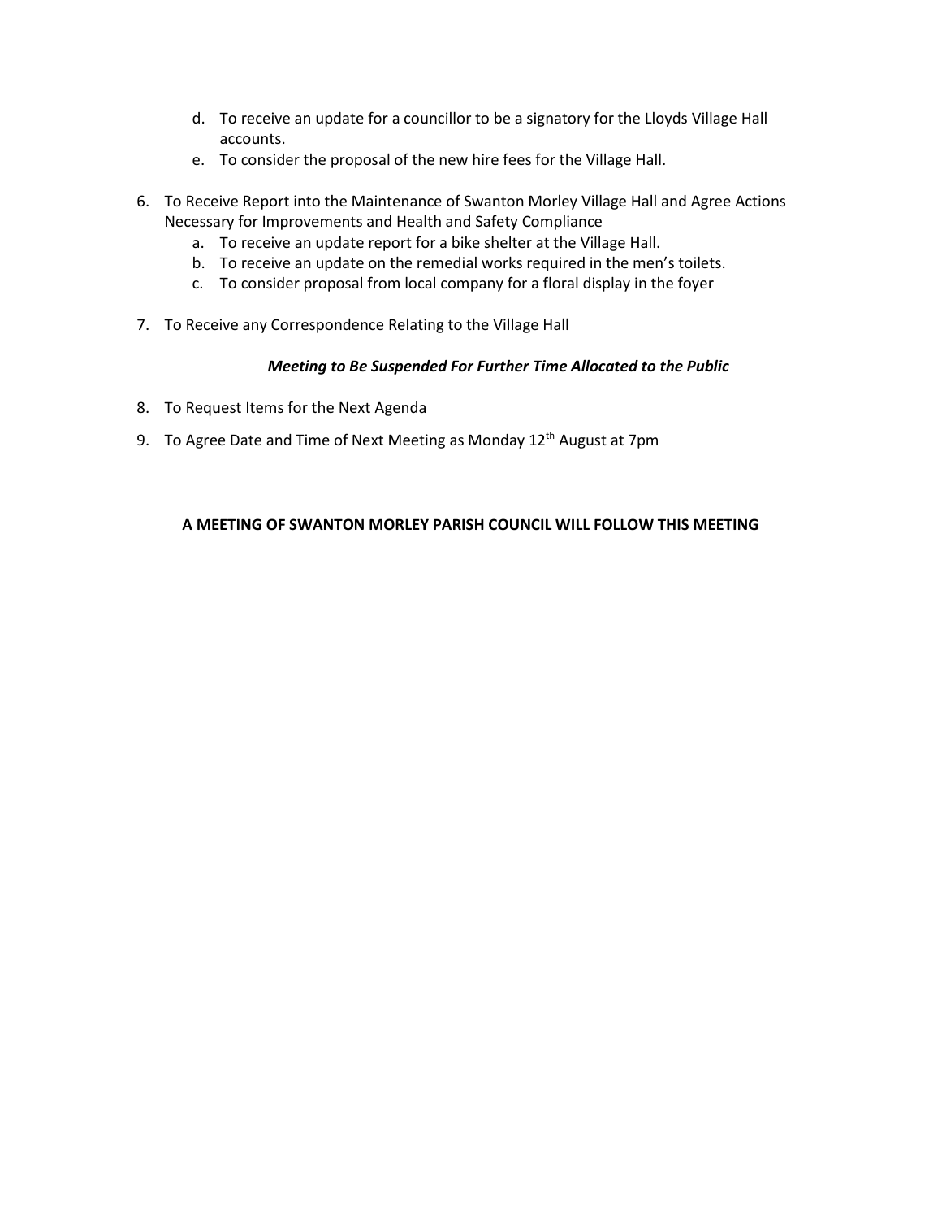d. To receive an update for a councillor to be a signatory for the Lloyds Village Hall accounts.
   e. To consider the proposal of the new hire fees for the Village Hall.

6. To Receive Report into the Maintenance of Swanton Morley Village Hall and Agree Actions Necessary for Improvements and Health and Safety Compliance
   a. To receive an update report for a bike shelter at the Village Hall.
   b. To receive an update on the remedial works required in the men's toilets.
   c. To consider proposal from local company for a floral display in the foyer

7. To Receive any Correspondence Relating to the Village Hall

***Meeting to Be Suspended For Further Time Allocated to the Public***

8. To Request Items for the Next Agenda

9. To Agree Date and Time of Next Meeting as Monday 12th August at 7pm

**A MEETING OF SWANTON MORLEY PARISH COUNCIL WILL FOLLOW THIS MEETING**